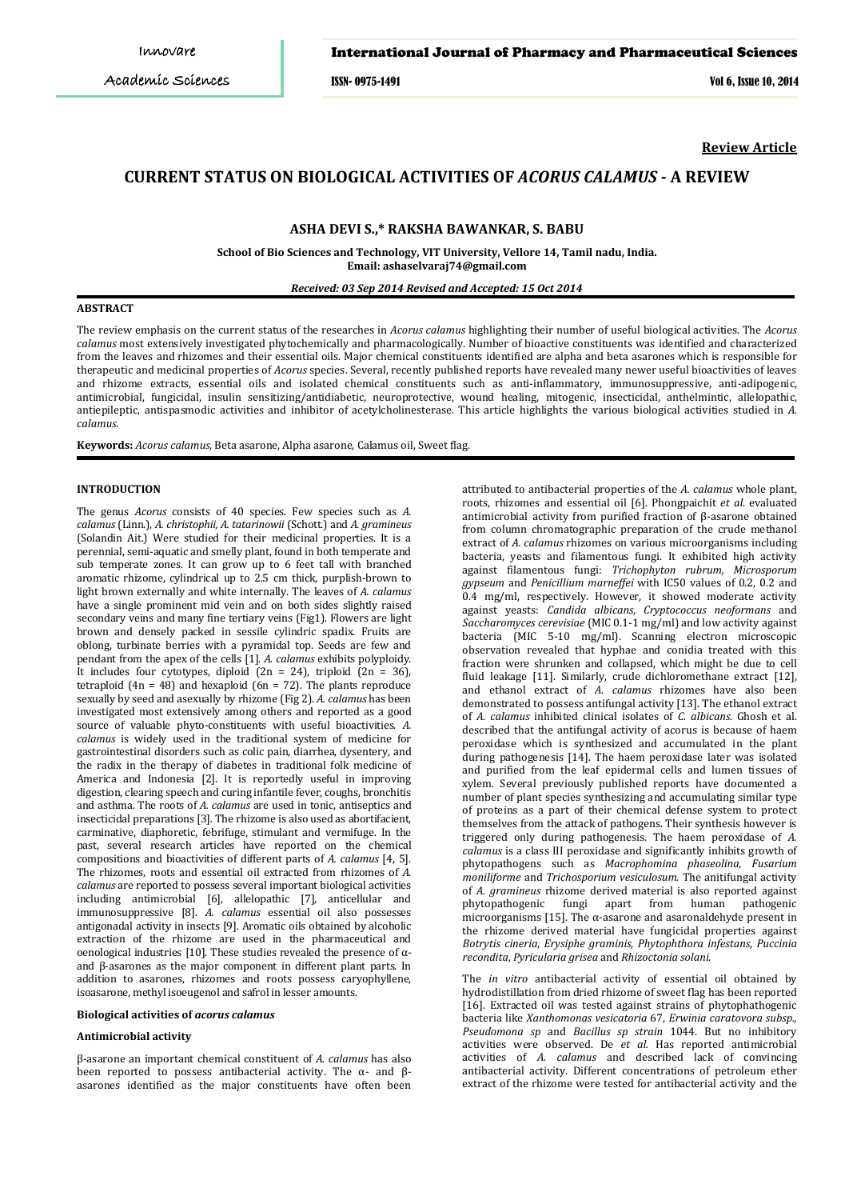**Review Article**

# CURRENT STATUS ON BIOLOGICAL ACTIVITIES OF *ACORUS CALAMUS* - A REVIEW

**ASHA DEVI S.,\* RAKSHA BAWANKAR, S. BABU**

**School of Bio Sciences and Technology, VIT University, Vellore 14, Tamil nadu, India.**
**Email: ashaselvaraj74@gmail.com**

***Received: 03 Sep 2014 Revised and Accepted: 15 Oct 2014***

## ABSTRACT

The review emphasis on the current status of the researches in *Acorus calamus* highlighting their number of useful biological activities. The *Acorus calamus* most extensively investigated phytochemically and pharmacologically. Number of bioactive constituents was identified and characterized from the leaves and rhizomes and their essential oils. Major chemical constituents identified are alpha and beta asarones which is responsible for therapeutic and medicinal properties of *Acorus* species. Several, recently published reports have revealed many newer useful bioactivities of leaves and rhizome extracts, essential oils and isolated chemical constituents such as anti-inflammatory, immunosuppressive, anti-adipogenic, antimicrobial, fungicidal, insulin sensitizing/antidiabetic, neuroprotective, wound healing, mitogenic, insecticidal, anthelmintic, allelopathic, antiepileptic, antispasmodic activities and inhibitor of acetylcholinesterase. This article highlights the various biological activities studied in *A. calamus*.

**Keywords:** *Acorus calamus*, Beta asarone, Alpha asarone, Calamus oil, Sweet flag.

## INTRODUCTION

The genus *Acorus* consists of 40 species. Few species such as *A. calamus* (Linn.), *A. christophii, A. tatarinowii* (Schott.) and *A. gramineus* (Solandin Ait.) Were studied for their medicinal properties. It is a perennial, semi-aquatic and smelly plant, found in both temperate and sub temperate zones. It can grow up to 6 feet tall with branched aromatic rhizome, cylindrical up to 2.5 cm thick, purplish-brown to light brown externally and white internally. The leaves of *A. calamus* have a single prominent mid vein and on both sides slightly raised secondary veins and many fine tertiary veins (Fig1). Flowers are light brown and densely packed in sessile cylindric spadix. Fruits are oblong, turbinate berries with a pyramidal top. Seeds are few and pendant from the apex of the cells [1]. *A. calamus* exhibits polyploidy. It includes four cytotypes, diploid (2n = 24), triploid (2n = 36), tetraploid (4n = 48) and hexaploid (6n = 72). The plants reproduce sexually by seed and asexually by rhizome (Fig 2). *A. calamus* has been investigated most extensively among others and reported as a good source of valuable phyto-constituents with useful bioactivities. *A. calamus* is widely used in the traditional system of medicine for gastrointestinal disorders such as colic pain, diarrhea, dysentery, and the radix in the therapy of diabetes in traditional folk medicine of America and Indonesia [2]. It is reportedly useful in improving digestion, clearing speech and curing infantile fever, coughs, bronchitis and asthma. The roots of *A. calamus* are used in tonic, antiseptics and insecticidal preparations [3]. The rhizome is also used as abortifacient, carminative, diaphoretic, febrifuge, stimulant and vermifuge. In the past, several research articles have reported on the chemical compositions and bioactivities of different parts of *A. calamus* [4, 5]. The rhizomes, roots and essential oil extracted from rhizomes of *A. calamus* are reported to possess several important biological activities including antimicrobial [6], allelopathic [7], anticellular and immunosuppressive [8]. *A. calamus* essential oil also possesses antigonadal activity in insects [9]. Aromatic oils obtained by alcoholic extraction of the rhizome are used in the pharmaceutical and oenological industries [10]. These studies revealed the presence of α- and β-asarones as the major component in different plant parts. In addition to asarones, rhizomes and roots possess caryophyllene, isoasarone, methyl isoeugenol and safrol in lesser amounts.

### Biological activities of *acorus calamus*

### Antimicrobial activity

β-asarone an important chemical constituent of *A. calamus* has also been reported to possess antibacterial activity. The α- and β-asarones identified as the major constituents have often been attributed to antibacterial properties of the *A. calamus* whole plant, roots, rhizomes and essential oil [6]. Phongpaichit *et al*. evaluated antimicrobial activity from purified fraction of β-asarone obtained from column chromatographic preparation of the crude methanol extract of *A. calamus* rhizomes on various microorganisms including bacteria, yeasts and filamentous fungi. It exhibited high activity against filamentous fungi: *Trichophyton rubrum, Microsporum gypseum* and *Penicillium marneffei* with IC50 values of 0.2, 0.2 and 0.4 mg/ml, respectively. However, it showed moderate activity against yeasts: *Candida albicans, Cryptococcus neoformans* and *Saccharomyces cerevisiae* (MIC 0.1-1 mg/ml) and low activity against bacteria (MIC 5-10 mg/ml). Scanning electron microscopic observation revealed that hyphae and conidia treated with this fraction were shrunken and collapsed, which might be due to cell fluid leakage [11]. Similarly, crude dichloromethane extract [12], and ethanol extract of *A. calamus* rhizomes have also been demonstrated to possess antifungal activity [13]. The ethanol extract of *A. calamus* inhibited clinical isolates of *C. albicans.* Ghosh et al. described that the antifungal activity of acorus is because of haem peroxidase which is synthesized and accumulated in the plant during pathogenesis [14]. The haem peroxidase later was isolated and purified from the leaf epidermal cells and lumen tissues of xylem. Several previously published reports have documented a number of plant species synthesizing and accumulating similar type of proteins as a part of their chemical defense system to protect themselves from the attack of pathogens. Their synthesis however is triggered only during pathogenesis. The haem peroxidase of *A. calamus* is a class III peroxidase and significantly inhibits growth of phytopathogens such as *Macrophomina phaseolina*, *Fusarium moniliforme* and *Trichosporium vesiculosum.* The anitifungal activity of *A. gramineus* rhizome derived material is also reported against phytopathogenic fungi apart from human pathogenic microorganisms [15]. The α-asarone and asaronaldehyde present in the rhizome derived material have fungicidal properties against *Botrytis cineria*, *Erysiphe graminis*, *Phytophthora infestans*, *Puccinia recondita*, *Pyricularia grisea* and *Rhizoctonia solani.*

The *in vitro* antibacterial activity of essential oil obtained by hydrodistillation from dried rhizome of sweet flag has been reported [16]. Extracted oil was tested against strains of phytophathogenic bacteria like *Xanthomonas vesicatoria* 67, *Erwinia caratovora subsp., Pseudomona sp* and *Bacillus sp strain* 1044. But no inhibitory activities were observed. De *et al.* Has reported antimicrobial activities of *A. calamus* and described lack of convincing antibacterial activity. Different concentrations of petroleum ether extract of the rhizome were tested for antibacterial activity and the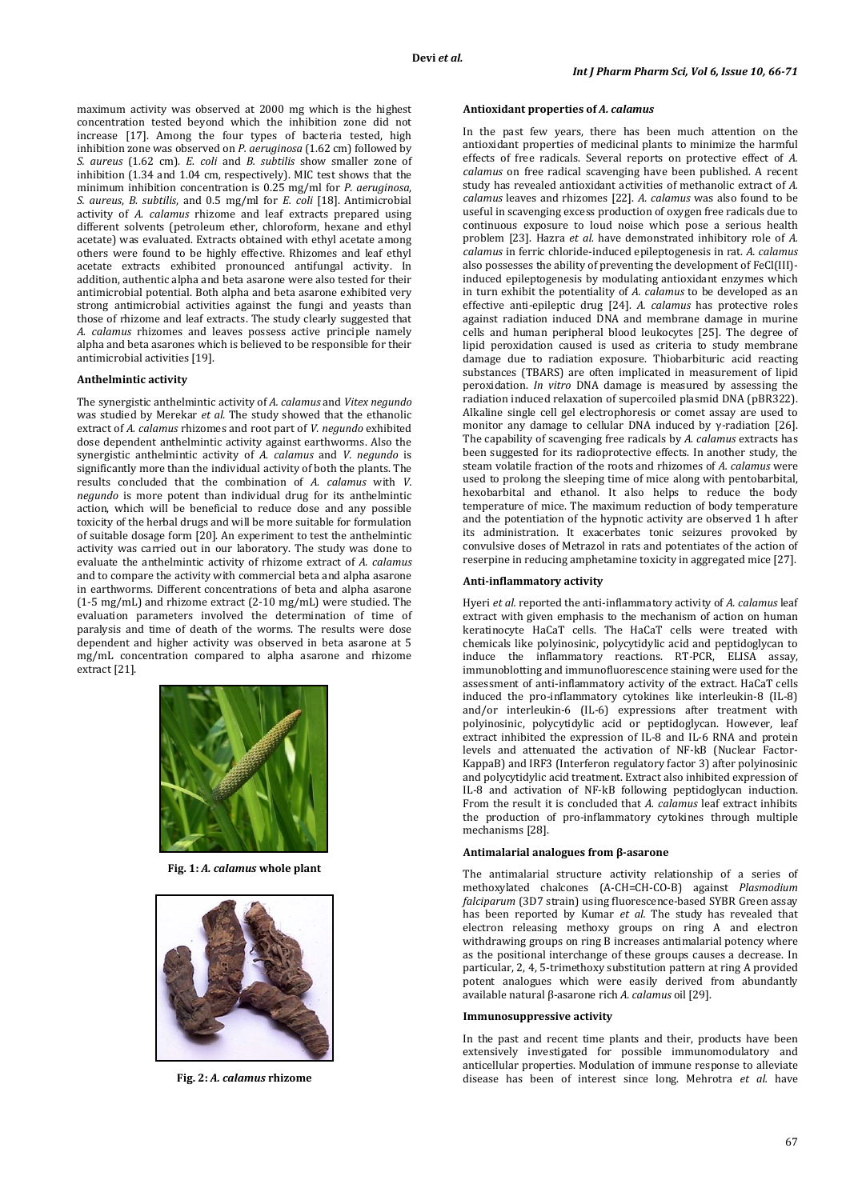maximum activity was observed at 2000 mg which is the highest concentration tested beyond which the inhibition zone did not increase [17]. Among the four types of bacteria tested, high inhibition zone was observed on *P. aeruginosa* (1.62 cm) followed by *S. aureus* (1.62 cm). *E. coli* and *B. subtilis* show smaller zone of inhibition (1.34 and 1.04 cm, respectively). MIC test shows that the minimum inhibition concentration is 0.25 mg/ml for *P. aeruginosa*, *S. aureus*, *B. subtilis*, and 0.5 mg/ml for *E. coli* [18]. Antimicrobial activity of *A. calamus* rhizome and leaf extracts prepared using different solvents (petroleum ether, chloroform, hexane and ethyl acetate) was evaluated. Extracts obtained with ethyl acetate among others were found to be highly effective. Rhizomes and leaf ethyl acetate extracts exhibited pronounced antifungal activity. In addition, authentic alpha and beta asarone were also tested for their antimicrobial potential. Both alpha and beta asarone exhibited very strong antimicrobial activities against the fungi and yeasts than those of rhizome and leaf extracts. The study clearly suggested that *A. calamus* rhizomes and leaves possess active principle namely alpha and beta asarones which is believed to be responsible for their antimicrobial activities [19].

#### Anthelmintic activity

The synergistic anthelmintic activity of *A. calamus* and *Vitex negundo* was studied by Merekar *et al.* The study showed that the ethanolic extract of *A. calamus* rhizomes and root part of *V. negundo* exhibited dose dependent anthelmintic activity against earthworms. Also the synergistic anthelmintic activity of *A. calamus* and *V. negundo* is significantly more than the individual activity of both the plants. The results concluded that the combination of *A. calamus* with *V. negundo* is more potent than individual drug for its anthelmintic action, which will be beneficial to reduce dose and any possible toxicity of the herbal drugs and will be more suitable for formulation of suitable dosage form [20]. An experiment to test the anthelmintic activity was carried out in our laboratory. The study was done to evaluate the anthelmintic activity of rhizome extract of *A. calamus* and to compare the activity with commercial beta and alpha asarone in earthworms. Different concentrations of beta and alpha asarone (1-5 mg/mL) and rhizome extract (2-10 mg/mL) were studied. The evaluation parameters involved the determination of time of paralysis and time of death of the worms. The results were dose dependent and higher activity was observed in beta asarone at 5 mg/mL concentration compared to alpha asarone and rhizome extract [21].

**Fig. 1:** ***A. calamus*** **whole plant**

**Fig. 2:** ***A. calamus*** **rhizome**

#### Antioxidant properties of *A. calamus*

In the past few years, there has been much attention on the antioxidant properties of medicinal plants to minimize the harmful effects of free radicals. Several reports on protective effect of *A. calamus* on free radical scavenging have been published. A recent study has revealed antioxidant activities of methanolic extract of *A. calamus* leaves and rhizomes [22]. *A. calamus* was also found to be useful in scavenging excess production of oxygen free radicals due to continuous exposure to loud noise which pose a serious health problem [23]. Hazra *et al.* have demonstrated inhibitory role of *A. calamus* in ferric chloride-induced epileptogenesis in rat. *A. calamus* also possesses the ability of preventing the development of FeCl(III)-induced epileptogenesis by modulating antioxidant enzymes which in turn exhibit the potentiality of *A. calamus* to be developed as an effective anti-epileptic drug [24]. *A. calamus* has protective roles against radiation induced DNA and membrane damage in murine cells and human peripheral blood leukocytes [25]. The degree of lipid peroxidation caused is used as criteria to study membrane damage due to radiation exposure. Thiobarbituric acid reacting substances (TBARS) are often implicated in measurement of lipid peroxidation. *In vitro* DNA damage is measured by assessing the radiation induced relaxation of supercoiled plasmid DNA (pBR322). Alkaline single cell gel electrophoresis or comet assay are used to monitor any damage to cellular DNA induced by γ-radiation [26]. The capability of scavenging free radicals by *A. calamus* extracts has been suggested for its radioprotective effects. In another study, the steam volatile fraction of the roots and rhizomes of *A. calamus* were used to prolong the sleeping time of mice along with pentobarbital, hexobarbital and ethanol. It also helps to reduce the body temperature of mice. The maximum reduction of body temperature and the potentiation of the hypnotic activity are observed 1 h after its administration. It exacerbates tonic seizures provoked by convulsive doses of Metrazol in rats and potentiates of the action of reserpine in reducing amphetamine toxicity in aggregated mice [27].

#### Anti-inflammatory activity

Hyeri *et al.* reported the anti-inflammatory activity of *A. calamus* leaf extract with given emphasis to the mechanism of action on human keratinocyte HaCaT cells. The HaCaT cells were treated with chemicals like polyinosinic, polycytidylic acid and peptidoglycan to induce the inflammatory reactions. RT-PCR, ELISA assay, immunoblotting and immunofluorescence staining were used for the assessment of anti-inflammatory activity of the extract. HaCaT cells induced the pro-inflammatory cytokines like interleukin-8 (IL-8) and/or interleukin-6 (IL-6) expressions after treatment with polyinosinic, polycytidylic acid or peptidoglycan. However, leaf extract inhibited the expression of IL-8 and IL-6 RNA and protein levels and attenuated the activation of NF-kB (Nuclear Factor-KappaB) and IRF3 (Interferon regulatory factor 3) after polyinosinic and polycytidylic acid treatment. Extract also inhibited expression of IL-8 and activation of NF-kB following peptidoglycan induction. From the result it is concluded that *A. calamus* leaf extract inhibits the production of pro-inflammatory cytokines through multiple mechanisms [28].

#### Antimalarial analogues from β-asarone

The antimalarial structure activity relationship of a series of methoxylated chalcones (A-CH=CH-CO-B) against *Plasmodium falciparum* (3D7 strain) using fluorescence-based SYBR Green assay has been reported by Kumar *et al.* The study has revealed that electron releasing methoxy groups on ring A and electron withdrawing groups on ring B increases antimalarial potency where as the positional interchange of these groups causes a decrease. In particular, 2, 4, 5-trimethoxy substitution pattern at ring A provided potent analogues which were easily derived from abundantly available natural β-asarone rich *A. calamus* oil [29].

#### Immunosuppressive activity

In the past and recent time plants and their, products have been extensively investigated for possible immunomodulatory and anticellular properties. Modulation of immune response to alleviate disease has been of interest since long. Mehrotra *et al.* have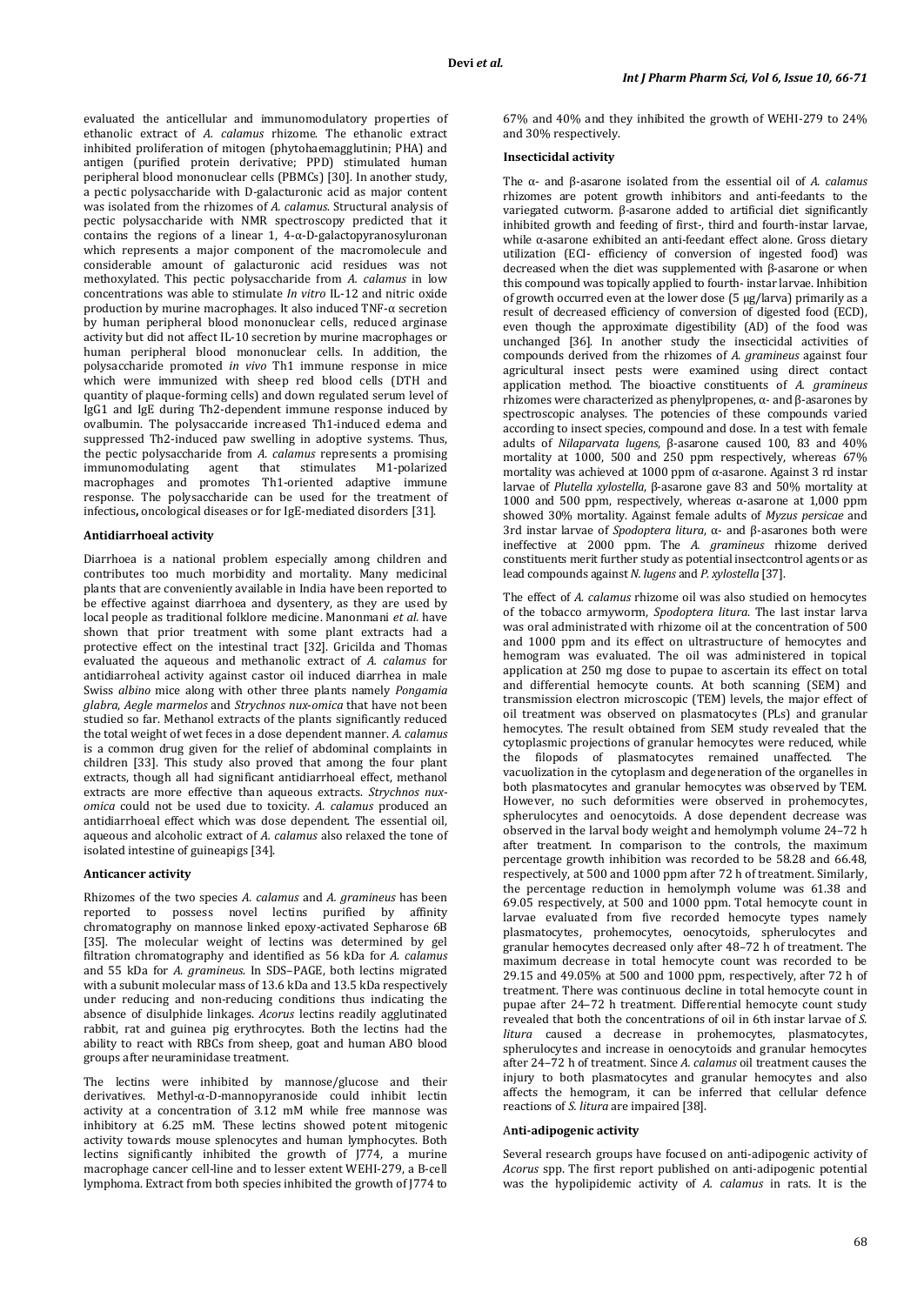evaluated the anticellular and immunomodulatory properties of ethanolic extract of *A. calamus* rhizome. The ethanolic extract inhibited proliferation of mitogen (phytohaemagglutinin; PHA) and antigen (purified protein derivative; PPD) stimulated human peripheral blood mononuclear cells (PBMCs) [30]. In another study, a pectic polysaccharide with D-galacturonic acid as major content was isolated from the rhizomes of *A. calamus*. Structural analysis of pectic polysaccharide with NMR spectroscopy predicted that it contains the regions of a linear 1, 4-α-D-galactopyranosyluronan which represents a major component of the macromolecule and considerable amount of galacturonic acid residues was not methoxylated. This pectic polysaccharide from *A. calamus* in low concentrations was able to stimulate *In vitro* IL-12 and nitric oxide production by murine macrophages. It also induced TNF-α secretion by human peripheral blood mononuclear cells, reduced arginase activity but did not affect IL-10 secretion by murine macrophages or human peripheral blood mononuclear cells. In addition, the polysaccharide promoted *in vivo* Th1 immune response in mice which were immunized with sheep red blood cells (DTH and quantity of plaque-forming cells) and down regulated serum level of IgG1 and IgE during Th2-dependent immune response induced by ovalbumin. The polysaccharide increased Th1-induced edema and suppressed Th2-induced paw swelling in adoptive systems. Thus, the pectic polysaccharide from *A. calamus* represents a promising immunomodulating agent that stimulates M1-polarized macrophages and promotes Th1-oriented adaptive immune response. The polysaccharide can be used for the treatment of infectious**,** oncological diseases or for IgE-mediated disorders [31].

**Antidiarrhoeal activity**

Diarrhoea is a national problem especially among children and contributes too much morbidity and mortality. Many medicinal plants that are conveniently available in India have been reported to be effective against diarrhoea and dysentery, as they are used by local people as traditional folklore medicine. Manonmani *et al*. have shown that prior treatment with some plant extracts had a protective effect on the intestinal tract [32]. Gricilda and Thomas evaluated the aqueous and methanolic extract of *A. calamus* for antidiarroheal activity against castor oil induced diarrhea in male Swiss *albino* mice along with other three plants namely *Pongamia glabra*, *Aegle marmelos* and *Strychnos nux-omica* that have not been studied so far. Methanol extracts of the plants significantly reduced the total weight of wet feces in a dose dependent manner. *A. calamus* is a common drug given for the relief of abdominal complaints in children [33]. This study also proved that among the four plant extracts, though all had significant antidiarrhoeal effect, methanol extracts are more effective than aqueous extracts. *Strychnos nux-omica* could not be used due to toxicity. *A. calamus* produced an antidiarrhoeal effect which was dose dependent. The essential oil, aqueous and alcoholic extract of *A. calamus* also relaxed the tone of isolated intestine of guineapigs [34].

**Anticancer activity**

Rhizomes of the two species *A. calamus* and *A. gramineus* has been reported to possess novel lectins purified by affinity chromatography on mannose linked epoxy-activated Sepharose 6B [35]. The molecular weight of lectins was determined by gel filtration chromatography and identified as 56 kDa for *A. calamus* and 55 kDa for *A. gramineus*. In SDS–PAGE, both lectins migrated with a subunit molecular mass of 13.6 kDa and 13.5 kDa respectively under reducing and non-reducing conditions thus indicating the absence of disulphide linkages. *Acorus* lectins readily agglutinated rabbit, rat and guinea pig erythrocytes. Both the lectins had the ability to react with RBCs from sheep, goat and human ABO blood groups after neuraminidase treatment.

The lectins were inhibited by mannose/glucose and their derivatives. Methyl-α-D-mannopyranoside could inhibit lectin activity at a concentration of 3.12 mM while free mannose was inhibitory at 6.25 mM. These lectins showed potent mitogenic activity towards mouse splenocytes and human lymphocytes. Both lectins significantly inhibited the growth of J774, a murine macrophage cancer cell-line and to lesser extent WEHI-279, a B-cell lymphoma. Extract from both species inhibited the growth of J774 to 67% and 40% and they inhibited the growth of WEHI-279 to 24% and 30% respectively.

**Insecticidal activity**

The α- and β-asarone isolated from the essential oil of *A. calamus* rhizomes are potent growth inhibitors and anti-feedants to the variegated cutworm. β-asarone added to artificial diet significantly inhibited growth and feeding of first-, third and fourth-instar larvae, while α-asarone exhibited an anti-feedant effect alone. Gross dietary utilization (ECI- efficiency of conversion of ingested food) was decreased when the diet was supplemented with β-asarone or when this compound was topically applied to fourth- instar larvae. Inhibition of growth occurred even at the lower dose (5 μg/larva) primarily as a result of decreased efficiency of conversion of digested food (ECD), even though the approximate digestibility (AD) of the food was unchanged [36]. In another study the insecticidal activities of compounds derived from the rhizomes of *A. gramineus* against four agricultural insect pests were examined using direct contact application method. The bioactive constituents of *A. gramineus* rhizomes were characterized as phenylpropenes, α- and β-asarones by spectroscopic analyses. The potencies of these compounds varied according to insect species, compound and dose. In a test with female adults of *Nilaparvata lugens*, β-asarone caused 100, 83 and 40% mortality at 1000, 500 and 250 ppm respectively, whereas 67% mortality was achieved at 1000 ppm of α-asarone. Against 3 rd instar larvae of *Plutella xylostella*, β-asarone gave 83 and 50% mortality at 1000 and 500 ppm, respectively, whereas α-asarone at 1,000 ppm showed 30% mortality. Against female adults of *Myzus persicae* and 3rd instar larvae of *Spodoptera litura*, α- and β-asarones both were ineffective at 2000 ppm. The *A. gramineus* rhizome derived constituents merit further study as potential insectcontrol agents or as lead compounds against *N. lugens* and *P. xylostella* [37].

The effect of *A. calamus* rhizome oil was also studied on hemocytes of the tobacco armyworm, *Spodoptera litura*. The last instar larva was oral administrated with rhizome oil at the concentration of 500 and 1000 ppm and its effect on ultrastructure of hemocytes and hemogram was evaluated. The oil was administered in topical application at 250 mg dose to pupae to ascertain its effect on total and differential hemocyte counts. At both scanning (SEM) and transmission electron microscopic (TEM) levels, the major effect of oil treatment was observed on plasmatocytes (PLs) and granular hemocytes. The result obtained from SEM study revealed that the cytoplasmic projections of granular hemocytes were reduced, while the filopods of plasmatocytes remained unaffected. The vacuolization in the cytoplasm and degeneration of the organelles in both plasmatocytes and granular hemocytes was observed by TEM. However, no such deformities were observed in prohemocytes, spherulocytes and oenocytoids. A dose dependent decrease was observed in the larval body weight and hemolymph volume 24–72 h after treatment. In comparison to the controls, the maximum percentage growth inhibition was recorded to be 58.28 and 66.48, respectively, at 500 and 1000 ppm after 72 h of treatment. Similarly, the percentage reduction in hemolymph volume was 61.38 and 69.05 respectively, at 500 and 1000 ppm. Total hemocyte count in larvae evaluated from five recorded hemocyte types namely plasmatocytes, prohemocytes, oenocytoids, spherulocytes and granular hemocytes decreased only after 48–72 h of treatment. The maximum decrease in total hemocyte count was recorded to be 29.15 and 49.05% at 500 and 1000 ppm, respectively, after 72 h of treatment. There was continuous decline in total hemocyte count in pupae after 24–72 h treatment. Differential hemocyte count study revealed that both the concentrations of oil in 6th instar larvae of *S. litura* caused a decrease in prohemocytes, plasmatocytes, spherulocytes and increase in oenocytoids and granular hemocytes after 24–72 h of treatment. Since *A. calamus* oil treatment causes the injury to both plasmatocytes and granular hemocytes and also affects the hemogram, it can be inferred that cellular defence reactions of *S. litura* are impaired [38].

**Anti-adipogenic activity**

Several research groups have focused on anti-adipogenic activity of *Acorus* spp. The first report published on anti-adipogenic potential was the hypolipidemic activity of *A. calamus* in rats. It is the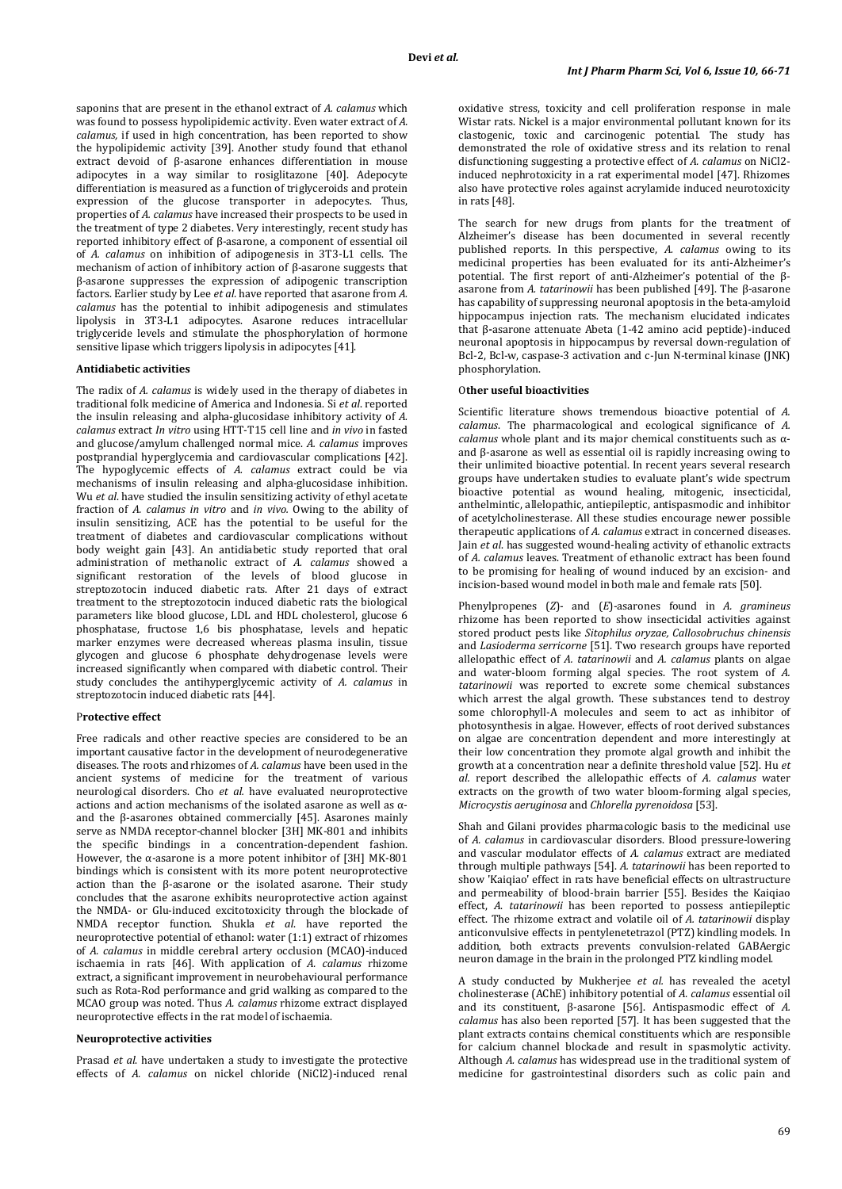saponins that are present in the ethanol extract of *A. calamus* which was found to possess hypolipidemic activity. Even water extract of *A. calamus,* if used in high concentration, has been reported to show the hypolipidemic activity [39]. Another study found that ethanol extract devoid of β-asarone enhances differentiation in mouse adipocytes in a way similar to rosiglitazone [40]. Adepocyte differentiation is measured as a function of triglyceroids and protein expression of the glucose transporter in adepocytes. Thus, properties of *A. calamus* have increased their prospects to be used in the treatment of type 2 diabetes. Very interestingly, recent study has reported inhibitory effect of β-asarone, a component of essential oil of *A. calamus* on inhibition of adipogenesis in 3T3-L1 cells. The mechanism of action of inhibitory action of β-asarone suggests that β-asarone suppresses the expression of adipogenic transcription factors. Earlier study by Lee *et al.* have reported that asarone from *A. calamus* has the potential to inhibit adipogenesis and stimulates lipolysis in 3T3-L1 adipocytes. Asarone reduces intracellular triglyceride levels and stimulate the phosphorylation of hormone sensitive lipase which triggers lipolysis in adipocytes [41].

**Antidiabetic activities**

The radix of *A. calamus* is widely used in the therapy of diabetes in traditional folk medicine of America and Indonesia. Si *et al.* reported the insulin releasing and alpha-glucosidase inhibitory activity of *A. calamus* extract *In vitro* using HTT-T15 cell line and *in vivo* in fasted and glucose/amylum challenged normal mice. *A. calamus* improves postprandial hyperglycemia and cardiovascular complications [42]. The hypoglycemic effects of *A. calamus* extract could be via mechanisms of insulin releasing and alpha-glucosidase inhibition. Wu *et al.* have studied the insulin sensitizing activity of ethyl acetate fraction of *A. calamus in vitro* and *in vivo*. Owing to the ability of insulin sensitizing, ACE has the potential to be useful for the treatment of diabetes and cardiovascular complications without body weight gain [43]. An antidiabetic study reported that oral administration of methanolic extract of *A. calamus* showed a significant restoration of the levels of blood glucose in streptozotocin induced diabetic rats. After 21 days of extract treatment to the streptozotocin induced diabetic rats the biological parameters like blood glucose, LDL and HDL cholesterol, glucose 6 phosphatase, fructose 1,6 bis phosphatase, levels and hepatic marker enzymes were decreased whereas plasma insulin, tissue glycogen and glucose 6 phosphate dehydrogenase levels were increased significantly when compared with diabetic control. Their study concludes the antihyperglycemic activity of *A. calamus* in streptozotocin induced diabetic rats [44].

**Protective effect**

Free radicals and other reactive species are considered to be an important causative factor in the development of neurodegenerative diseases. The roots and rhizomes of *A. calamus* have been used in the ancient systems of medicine for the treatment of various neurological disorders. Cho *et al.* have evaluated neuroprotective actions and action mechanisms of the isolated asarone as well as α- and the β-asarones obtained commercially [45]. Asarones mainly serve as NMDA receptor-channel blocker [3H] MK-801 and inhibits the specific bindings in a concentration-dependent fashion. However, the α-asarone is a more potent inhibitor of [3H] MK-801 bindings which is consistent with its more potent neuroprotective action than the β-asarone or the isolated asarone. Their study concludes that the asarone exhibits neuroprotective action against the NMDA- or Glu-induced excitotoxicity through the blockade of NMDA receptor function. Shukla *et al.* have reported the neuroprotective potential of ethanol: water (1:1) extract of rhizomes of *A. calamus* in middle cerebral artery occlusion (MCAO)-induced ischaemia in rats [46]. With application of *A. calamus* rhizome extract, a significant improvement in neurobehavioural performance such as Rota-Rod performance and grid walking as compared to the MCAO group was noted. Thus *A. calamus* rhizome extract displayed neuroprotective effects in the rat model of ischaemia.

**Neuroprotective activities**

Prasad *et al.* have undertaken a study to investigate the protective effects of *A. calamus* on nickel chloride ($NiCl_2$)-induced renal oxidative stress, toxicity and cell proliferation response in male Wistar rats. Nickel is a major environmental pollutant known for its clastogenic, toxic and carcinogenic potential. The study has demonstrated the role of oxidative stress and its relation to renal disfunctioning suggesting a protective effect of *A. calamus* on $NiCl_2$-induced nephrotoxicity in a rat experimental model [47]. Rhizomes also have protective roles against acrylamide induced neurotoxicity in rats [48].

The search for new drugs from plants for the treatment of Alzheimer's disease has been documented in several recently published reports. In this perspective, *A. calamus* owing to its medicinal properties has been evaluated for its anti-Alzheimer's potential. The first report of anti-Alzheimer's potential of the β-asarone from *A. tatarinowii* has been published [49]. The β-asarone has capability of suppressing neuronal apoptosis in the beta-amyloid hippocampus injection rats. The mechanism elucidated indicates that β-asarone attenuate Abeta (1-42 amino acid peptide)-induced neuronal apoptosis in hippocampus by reversal down-regulation of Bcl-2, Bcl-w, caspase-3 activation and c-Jun N-terminal kinase (JNK) phosphorylation.

**Other useful bioactivities**

Scientific literature shows tremendous bioactive potential of *A. calamus*. The pharmacological and ecological significance of *A. calamus* whole plant and its major chemical constituents such as α- and β-asarone as well as essential oil is rapidly increasing owing to their unlimited bioactive potential. In recent years several research groups have undertaken studies to evaluate plant's wide spectrum bioactive potential as wound healing, mitogenic, insecticidal, anthelmintic, allelopathic, antiepileptic, antispasmodic and inhibitor of acetylcholinesterase. All these studies encourage newer possible therapeutic applications of *A. calamus* extract in concerned diseases. Jain *et al.* has suggested wound-healing activity of ethanolic extracts of *A. calamus* leaves. Treatment of ethanolic extract has been found to be promising for healing of wound induced by an excision- and incision-based wound model in both male and female rats [50].

Phenylpropenes (*Z*)- and (*E*)-asarones found in *A. gramineus* rhizome has been reported to show insecticidal activities against stored product pests like *Sitophilus oryzae, Callosobruchus chinensis* and *Lasioderma serricorne* [51]. Two research groups have reported allelopathic effect of *A. tatarinowii* and *A. calamus* plants on algae and water-bloom forming algal species. The root system of *A. tatarinowii* was reported to excrete some chemical substances which arrest the algal growth. These substances tend to destroy some chlorophyll-A molecules and seem to act as inhibitor of photosynthesis in algae. However, effects of root derived substances on algae are concentration dependent and more interestingly at their low concentration they promote algal growth and inhibit the growth at a concentration near a definite threshold value [52]. Hu *et al.* report described the allelopathic effects of *A. calamus* water extracts on the growth of two water bloom-forming algal species, *Microcystis aeruginosa* and *Chlorella pyrenoidosa* [53].

Shah and Gilani provides pharmacologic basis to the medicinal use of *A. calamus* in cardiovascular disorders. Blood pressure-lowering and vascular modulator effects of *A. calamus* extract are mediated through multiple pathways [54]. *A. tatarinowii* has been reported to show 'Kaiqiao' effect in rats have beneficial effects on ultrastructure and permeability of blood-brain barrier [55]. Besides the Kaiqiao effect, *A. tatarinowii* has been reported to possess antiepileptic effect. The rhizome extract and volatile oil of *A. tatarinowii* display anticonvulsive effects in pentylenetetrazol (PTZ) kindling models. In addition, both extracts prevents convulsion-related GABAergic neuron damage in the brain in the prolonged PTZ kindling model.

A study conducted by Mukherjee *et al.* has revealed the acetyl cholinesterase (AChE) inhibitory potential of *A. calamus* essential oil and its constituent, β-asarone [56]. Antispasmodic effect of *A. calamus* has also been reported [57]. It has been suggested that the plant extracts contains chemical constituents which are responsible for calcium channel blockade and result in spasmolytic activity. Although *A. calamus* has widespread use in the traditional system of medicine for gastrointestinal disorders such as colic pain and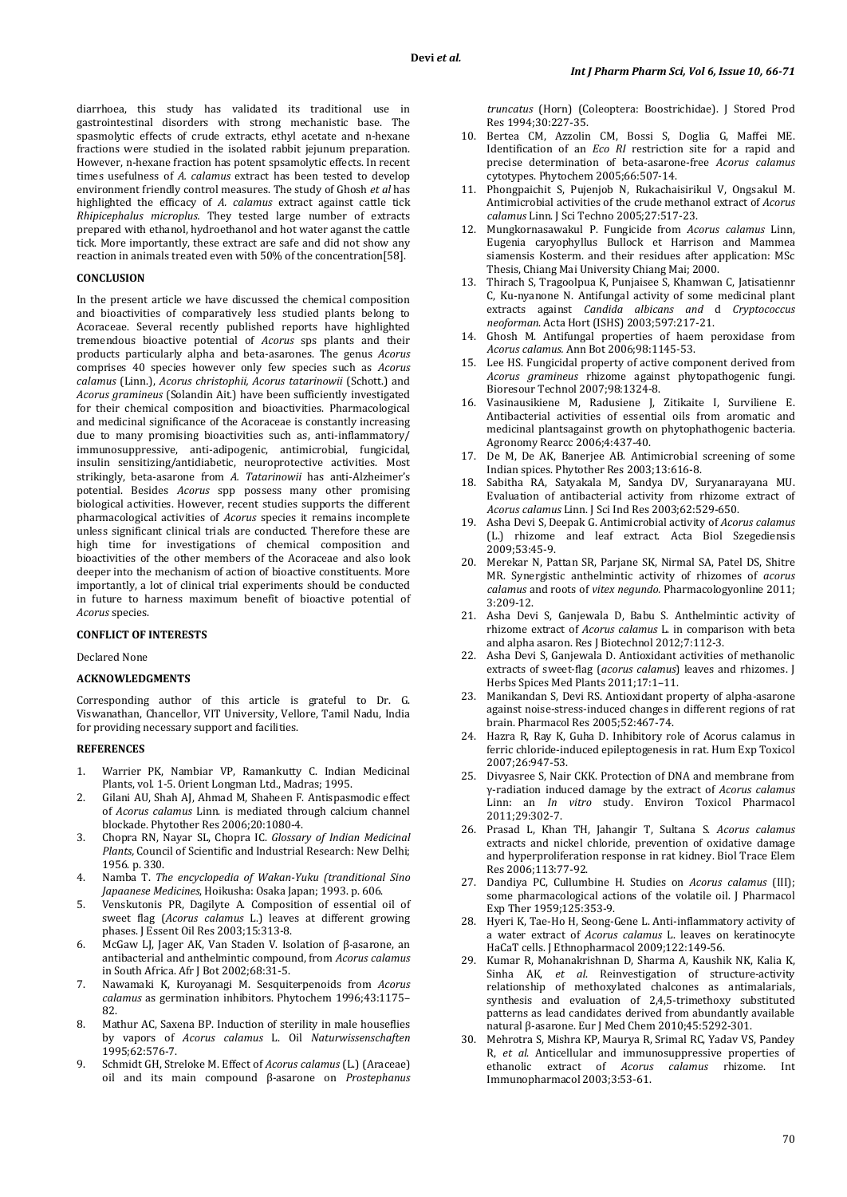diarrhoea, this study has validated its traditional use in gastrointestinal disorders with strong mechanistic base. The spasmolytic effects of crude extracts, ethyl acetate and n-hexane fractions were studied in the isolated rabbit jejunum preparation. However, n-hexane fraction has potent spsamolytic effects. In recent times usefulness of *A. calamus* extract has been tested to develop environment friendly control measures. The study of Ghosh *et al* has highlighted the efficacy of *A. calamus* extract against cattle tick *Rhipicephalus microplus*. They tested large number of extracts prepared with ethanol, hydroethanol and hot water aganst the cattle tick. More importantly, these extract are safe and did not show any reaction in animals treated even with 50% of the concentration[58].

## CONCLUSION

In the present article we have discussed the chemical composition and bioactivities of comparatively less studied plants belong to Acoraceae. Several recently published reports have highlighted tremendous bioactive potential of *Acorus* sps plants and their products particularly alpha and beta-asarones. The genus *Acorus* comprises 40 species however only few species such as *Acorus calamus* (Linn.), *Acorus christophii, Acorus tatarinowii* (Schott.) and *Acorus gramineus* (Solandin Ait.) have been sufficiently investigated for their chemical composition and bioactivities. Pharmacological and medicinal significance of the Acoraceae is constantly increasing due to many promising bioactivities such as, anti-inflammatory/ immunosuppressive, anti-adipogenic, antimicrobial, fungicidal, insulin sensitizing/antidiabetic, neuroprotective activities. Most strikingly, beta-asarone from *A. Tatarinowii* has anti-Alzheimer's potential. Besides *Acorus* spp possess many other promising biological activities. However, recent studies supports the different pharmacological activities of *Acorus* species it remains incomplete unless significant clinical trials are conducted. Therefore these are high time for investigations of chemical composition and bioactivities of the other members of the Acoraceae and also look deeper into the mechanism of action of bioactive constituents. More importantly, a lot of clinical trial experiments should be conducted in future to harness maximum benefit of bioactive potential of *Acorus* species.

## CONFLICT OF INTERESTS

Declared None

## ACKNOWLEDGMENTS

Corresponding author of this article is grateful to Dr. G. Viswanathan, Chancellor, VIT University, Vellore, Tamil Nadu, India for providing necessary support and facilities.

## REFERENCES

1. Warrier PK, Nambiar VP, Ramankutty C. Indian Medicinal Plants, vol. 1-5. Orient Longman Ltd., Madras; 1995.
2. Gilani AU, Shah AJ, Ahmad M, Shaheen F. Antispasmodic effect of *Acorus calamus* Linn. is mediated through calcium channel blockade. Phytother Res 2006;20:1080-4.
3. Chopra RN, Nayar SL, Chopra IC. *Glossary of Indian Medicinal Plants*, Council of Scientific and Industrial Research: New Delhi; 1956. p. 330.
4. Namba T. *The encyclopedia of Wakan-Yuku (tranditional Sino Japaanese Medicines*, Hoikusha: Osaka Japan; 1993. p. 606.
5. Venskutonis PR, Dagilyte A. Composition of essential oil of sweet flag (*Acorus calamus* L.) leaves at different growing phases. J Essent Oil Res 2003;15:313-8.
6. McGaw LJ, Jager AK, Van Staden V. Isolation of β-asarone, an antibacterial and anthelmintic compound, from *Acorus calamus* in South Africa. Afr J Bot 2002;68:31-5.
7. Nawamaki K, Kuroyanagi M. Sesquiterpenoids from *Acorus calamus* as germination inhibitors. Phytochem 1996;43:1175–82.
8. Mathur AC, Saxena BP. Induction of sterility in male houseflies by vapors of *Acorus calamus* L. Oil *Naturwissenschaften* 1995;62:576-7.
9. Schmidt GH, Streloke M. Effect of *Acorus calamus* (L.) (Araceae) oil and its main compound β-asarone on *Prostephanus truncatus* (Horn) (Coleoptera: Boostrichidae). J Stored Prod Res 1994;30:227-35.
10. Bertea CM, Azzolin CM, Bossi S, Doglia G, Maffei ME. Identification of an *Eco RI* restriction site for a rapid and precise determination of beta-asarone-free *Acorus calamus* cytotypes. Phytochem 2005;66:507-14.
11. Phongpaichit S, Pujenjob N, Rukachaisirikul V, Ongsakul M. Antimicrobial activities of the crude methanol extract of *Acorus calamus* Linn. J Sci Techno 2005;27:517-23.
12. Mungkornasawakul P. Fungicide from *Acorus calamus* Linn, Eugenia caryophyllus Bullock et Harrison and Mammea siamensis Kosterm. and their residues after application: MSc Thesis, Chiang Mai University Chiang Mai; 2000.
13. Thirach S, Tragoolpua K, Punjaisee S, Khamwan C, Jatisatiennr C, Ku-nyanone N. Antifungal activity of some medicinal plant extracts against *Candida albicans and* d *Cryptococcus neoforman*. Acta Hort (ISHS) 2003;597:217-21.
14. Ghosh M. Antifungal properties of haem peroxidase from *Acorus calamus*. Ann Bot 2006;98:1145-53.
15. Lee HS. Fungicidal property of active component derived from *Acorus gramineus* rhizome against phytopathogenic fungi. Bioresour Technol 2007;98:1324-8.
16. Vasinausikiene M, Radusiene J, Zitikaite I, Surviliene E. Antibacterial activities of essential oils from aromatic and medicinal plantsagainst growth on phytophathogenic bacteria. Agronomy Rearcc 2006;4:437-40.
17. De M, De AK, Banerjee AB. Antimicrobial screening of some Indian spices. Phytother Res 2003;13:616-8.
18. Sabitha RA, Satyakala M, Sandya DV, Suryanarayana MU. Evaluation of antibacterial activity from rhizome extract of *Acorus calamus* Linn. J Sci Ind Res 2003;62:529-650.
19. Asha Devi S, Deepak G. Antimicrobial activity of *Acorus calamus* (L.) rhizome and leaf extract. Acta Biol Szegediensis 2009;53:45-9.
20. Merekar N, Pattan SR, Parjane SK, Nirmal SA, Patel DS, Shitre MR. Synergistic anthelmintic activity of rhizomes of *acorus calamus* and roots of *vitex negundo*. Pharmacologyonline 2011; 3:209-12.
21. Asha Devi S, Ganjewala D, Babu S. Anthelmintic activity of rhizome extract of *Acorus calamus* L. in comparison with beta and alpha asaron. Res J Biotechnol 2012;7:112-3.
22. Asha Devi S, Ganjewala D. Antioxidant activities of methanolic extracts of sweet-flag (*acorus calamus*) leaves and rhizomes. J Herbs Spices Med Plants 2011;17:1–11.
23. Manikandan S, Devi RS. Antioxidant property of alpha-asarone against noise-stress-induced changes in different regions of rat brain. Pharmacol Res 2005;52:467-74.
24. Hazra R, Ray K, Guha D. Inhibitory role of Acorus calamus in ferric chloride-induced epileptogenesis in rat. Hum Exp Toxicol 2007;26:947-53.
25. Divyasree S, Nair CKK. Protection of DNA and membrane from γ-radiation induced damage by the extract of *Acorus calamus* Linn: an *In vitro* study. Environ Toxicol Pharmacol 2011;29:302-7.
26. Prasad L, Khan TH, Jahangir T, Sultana S. *Acorus calamus* extracts and nickel chloride, prevention of oxidative damage and hyperproliferation response in rat kidney. Biol Trace Elem Res 2006;113:77-92.
27. Dandiya PC, Cullumbine H. Studies on *Acorus calamus* (III); some pharmacological actions of the volatile oil. J Pharmacol Exp Ther 1959;125:353-9.
28. Hyeri K, Tae-Ho H, Seong-Gene L. Anti-inflammatory activity of a water extract of *Acorus calamus* L. leaves on keratinocyte HaCaT cells. J Ethnopharmacol 2009;122:149-56.
29. Kumar R, Mohanakrishnan D, Sharma A, Kaushik NK, Kalia K, Sinha AK, *et al*. Reinvestigation of structure-activity relationship of methoxylated chalcones as antimalarials, synthesis and evaluation of 2,4,5-trimethoxy substituted patterns as lead candidates derived from abundantly available natural β-asarone. Eur J Med Chem 2010;45:5292-301.
30. Mehrotra S, Mishra KP, Maurya R, Srimal RC, Yadav VS, Pandey R, *et al*. Anticellular and immunosuppressive properties of ethanolic extract of *Acorus calamus* rhizome. Int Immunopharmacol 2003;3:53-61.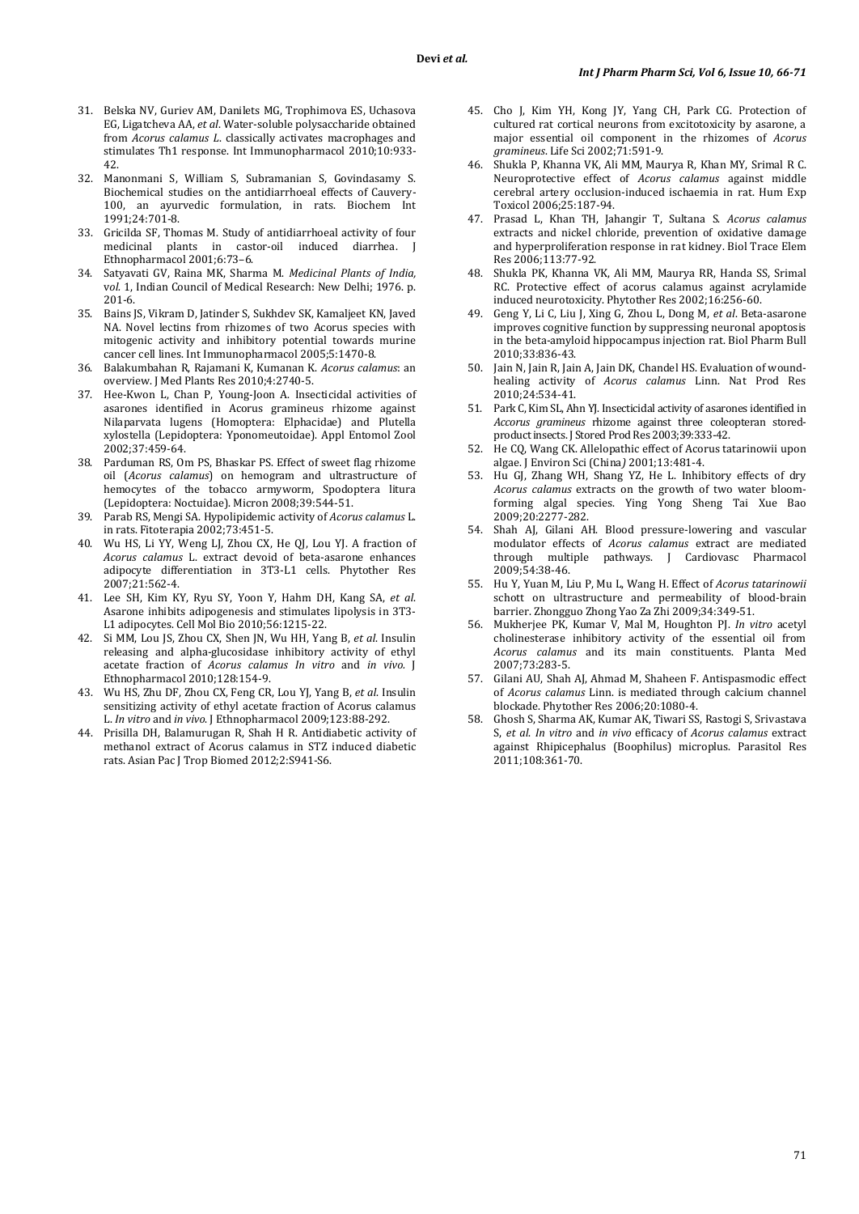31. Belska NV, Guriev AM, Danilets MG, Trophimova ES, Uchasova EG, Ligatcheva AA, *et al*. Water-soluble polysaccharide obtained from *Acorus calamus L*. classically activates macrophages and stimulates Th1 response. Int Immunopharmacol 2010;10:933-42.
32. Manonmani S, William S, Subramanian S, Govindasamy S. Biochemical studies on the antidiarrhoeal effects of Cauvery-100, an ayurvedic formulation, in rats. Biochem Int 1991;24:701-8.
33. Gricilda SF, Thomas M. Study of antidiarrhoeal activity of four medicinal plants in castor-oil induced diarrhea. J Ethnopharmacol 2001;6:73–6.
34. Satyavati GV, Raina MK, Sharma M. *Medicinal Plants of India, vol.* 1, Indian Council of Medical Research: New Delhi; 1976. p. 201-6.
35. Bains JS, Vikram D, Jatinder S, Sukhdev SK, Kamaljeet KN, Javed NA. Novel lectins from rhizomes of two Acorus species with mitogenic activity and inhibitory potential towards murine cancer cell lines. Int Immunopharmacol 2005;5:1470-8.
36. Balakumbahan R, Rajamani K, Kumanan K. *Acorus calamus*: an overview. J Med Plants Res 2010;4:2740-5.
37. Hee-Kwon L, Chan P, Young-Joon A. Insecticidal activities of asarones identified in Acorus gramineus rhizome against Nilaparvata lugens (Homoptera: Elphacidae) and Plutella xylostella (Lepidoptera: Yponomeutoidae). Appl Entomol Zool 2002;37:459-64.
38. Parduman RS, Om PS, Bhaskar PS. Effect of sweet flag rhizome oil (*Acorus calamus*) on hemogram and ultrastructure of hemocytes of the tobacco armyworm, Spodoptera litura (Lepidoptera: Noctuidae). Micron 2008;39:544-51.
39. Parab RS, Mengi SA. Hypolipidemic activity of *Acorus calamus* L. in rats. Fitoterapia 2002;73:451-5.
40. Wu HS, Li YY, Weng LJ, Zhou CX, He QJ, Lou YJ. A fraction of *Acorus calamus* L. extract devoid of beta-asarone enhances adipocyte differentiation in 3T3-L1 cells. Phytother Res 2007;21:562-4.
41. Lee SH, Kim KY, Ryu SY, Yoon Y, Hahm DH, Kang SA, *et al*. Asarone inhibits adipogenesis and stimulates lipolysis in 3T3-L1 adipocytes. Cell Mol Bio 2010;56:1215-22.
42. Si MM, Lou JS, Zhou CX, Shen JN, Wu HH, Yang B, *et al*. Insulin releasing and alpha-glucosidase inhibitory activity of ethyl acetate fraction of *Acorus calamus In vitro* and *in vivo*. J Ethnopharmacol 2010;128:154-9.
43. Wu HS, Zhu DF, Zhou CX, Feng CR, Lou YJ, Yang B, *et al*. Insulin sensitizing activity of ethyl acetate fraction of Acorus calamus L. *In vitro* and *in vivo*. J Ethnopharmacol 2009;123:88-292.
44. Prisilla DH, Balamurugan R, Shah H R. Antidiabetic activity of methanol extract of Acorus calamus in STZ induced diabetic rats. Asian Pac J Trop Biomed 2012;2:S941-S6.
45. Cho J, Kim YH, Kong JY, Yang CH, Park CG. Protection of cultured rat cortical neurons from excitotoxicity by asarone, a major essential oil component in the rhizomes of *Acorus gramineus*. Life Sci 2002;71:591-9.
46. Shukla P, Khanna VK, Ali MM, Maurya R, Khan MY, Srimal R C. Neuroprotective effect of *Acorus calamus* against middle cerebral artery occlusion-induced ischaemia in rat. Hum Exp Toxicol 2006;25:187-94.
47. Prasad L, Khan TH, Jahangir T, Sultana S. *Acorus calamus* extracts and nickel chloride, prevention of oxidative damage and hyperproliferation response in rat kidney. Biol Trace Elem Res 2006;113:77-92.
48. Shukla PK, Khanna VK, Ali MM, Maurya RR, Handa SS, Srimal RC. Protective effect of acorus calamus against acrylamide induced neurotoxicity. Phytother Res 2002;16:256-60.
49. Geng Y, Li C, Liu J, Xing G, Zhou L, Dong M, *et al*. Beta-asarone improves cognitive function by suppressing neuronal apoptosis in the beta-amyloid hippocampus injection rat. Biol Pharm Bull 2010;33:836-43.
50. Jain N, Jain R, Jain A, Jain DK, Chandel HS. Evaluation of wound-healing activity of *Acorus calamus* Linn. Nat Prod Res 2010;24:534-41.
51. Park C, Kim SL, Ahn YJ. Insecticidal activity of asarones identified in *Accorus gramineus* rhizome against three coleopteran stored-product insects. J Stored Prod Res 2003;39:333-42.
52. He CQ, Wang CK. Allelopathic effect of Acorus tatarinowii upon algae. J Environ Sci (China*)* 2001;13:481-4.
53. Hu GJ, Zhang WH, Shang YZ, He L. Inhibitory effects of dry *Acorus calamus* extracts on the growth of two water bloom-forming algal species. Ying Yong Sheng Tai Xue Bao 2009;20:2277-282.
54. Shah AJ, Gilani AH. Blood pressure-lowering and vascular modulator effects of *Acorus calamus* extract are mediated through multiple pathways. J Cardiovasc Pharmacol 2009;54:38-46.
55. Hu Y, Yuan M, Liu P, Mu L, Wang H. Effect of *Acorus tatarinowii* schott on ultrastructure and permeability of blood-brain barrier. Zhongguo Zhong Yao Za Zhi 2009;34:349-51.
56. Mukherjee PK, Kumar V, Mal M, Houghton PJ. *In vitro* acetyl cholinesterase inhibitory activity of the essential oil from *Acorus calamus* and its main constituents. Planta Med 2007;73:283-5.
57. Gilani AU, Shah AJ, Ahmad M, Shaheen F. Antispasmodic effect of *Acorus calamus* Linn. is mediated through calcium channel blockade. Phytother Res 2006;20:1080-4.
58. Ghosh S, Sharma AK, Kumar AK, Tiwari SS, Rastogi S, Srivastava S, *et al*. *In vitro* and *in vivo* efficacy of *Acorus calamus* extract against Rhipicephalus (Boophilus) microplus. Parasitol Res 2011;108:361-70.